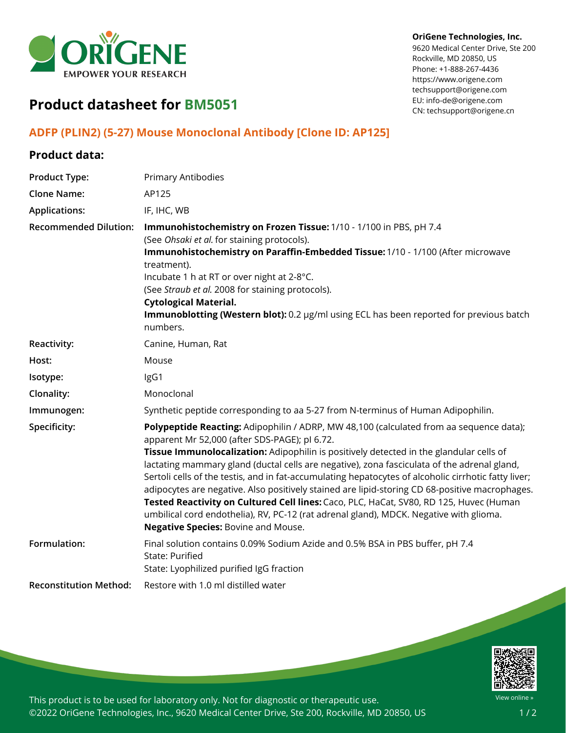OriGene Technologies, Inc.
9620 Medical Center Drive, Ste 200
Rockville, MD 20850, US
Phone: +1-888-267-4436
https://www.origene.com
techsupport@origene.com
EU: info-de@origene.com
CN: techsupport@origene.cn

# Product datasheet for BM5051

## ADFP (PLIN2) (5-27) Mouse Monoclonal Antibody [Clone ID: AP125]

### Product data:

| | |
|---|---|
| **Product Type:** | Primary Antibodies |
| **Clone Name:** | AP125 |
| **Applications:** | IF, IHC, WB |
| **Recommended Dilution:** | **Immunohistochemistry on Frozen Tissue:** 1/10 - 1/100 in PBS, pH 7.4 (See *Ohsaki et al.* for staining protocols). **Immunohistochemistry on Paraffin-Embedded Tissue:** 1/10 - 1/100 (After microwave treatment). Incubate 1 h at RT or over night at 2-8°C. (See *Straub et al.* 2008 for staining protocols). **Cytological Material.** **Immunoblotting (Western blot):** 0.2 µg/ml using ECL has been reported for previous batch numbers. |
| **Reactivity:** | Canine, Human, Rat |
| **Host:** | Mouse |
| **Isotype:** | IgG1 |
| **Clonality:** | Monoclonal |
| **Immunogen:** | Synthetic peptide corresponding to aa 5-27 from N-terminus of Human Adipophilin. |
| **Specificity:** | **Polypeptide Reacting:** Adipophilin / ADRP, MW 48,100 (calculated from aa sequence data); apparent Mr 52,000 (after SDS-PAGE); pI 6.72. **Tissue Immunolocalization:** Adipophilin is positively detected in the glandular cells of lactating mammary gland (ductal cells are negative), zona fasciculata of the adrenal gland, Sertoli cells of the testis, and in fat-accumulating hepatocytes of alcoholic cirrhotic fatty liver; adipocytes are negative. Also positively stained are lipid-storing CD 68-positive macrophages. **Tested Reactivity on Cultured Cell lines:** Caco, PLC, HaCat, SV80, RD 125, Huvec (Human umbilical cord endothelia), RV, PC-12 (rat adrenal gland), MDCK. Negative with glioma. **Negative Species:** Bovine and Mouse. |
| **Formulation:** | Final solution contains 0.09% Sodium Azide and 0.5% BSA in PBS buffer, pH 7.4 State: Purified State: Lyophilized purified IgG fraction |
| **Reconstitution Method:** | Restore with 1.0 ml distilled water |

This product is to be used for laboratory only. Not for diagnostic or therapeutic use.
©2022 OriGene Technologies, Inc., 9620 Medical Center Drive, Ste 200, Rockville, MD 20850, US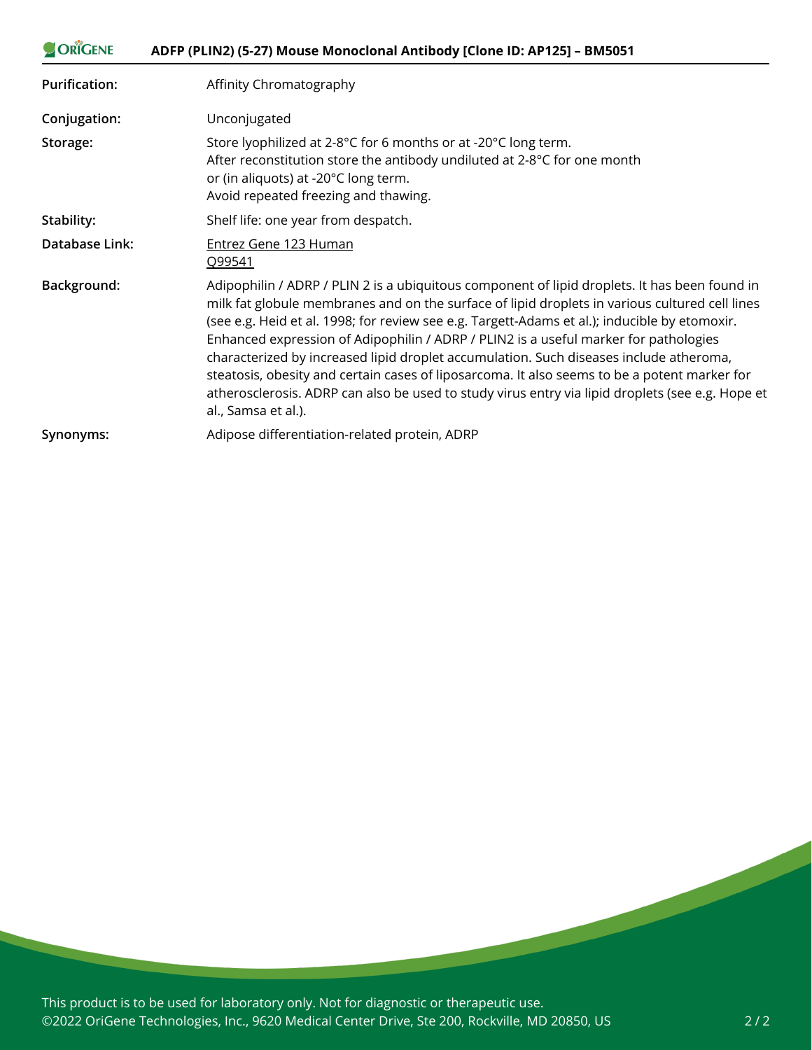| | |
|---|---|
| **Purification:** | Affinity Chromatography |
| **Conjugation:** | Unconjugated |
| **Storage:** | Store lyophilized at 2-8°C for 6 months or at -20°C long term.<br>After reconstitution store the antibody undiluted at 2-8°C for one month or (in aliquots) at -20°C long term.<br>Avoid repeated freezing and thawing. |
| **Stability:** | Shelf life: one year from despatch. |
| **Database Link:** | Entrez Gene 123 Human<br>Q99541 |
| **Background:** | Adipophilin / ADRP / PLIN 2 is a ubiquitous component of lipid droplets. It has been found in milk fat globule membranes and on the surface of lipid droplets in various cultured cell lines (see e.g. Heid et al. 1998; for review see e.g. Targett-Adams et al.); inducible by etomoxir. Enhanced expression of Adipophilin / ADRP / PLIN2 is a useful marker for pathologies characterized by increased lipid droplet accumulation. Such diseases include atheroma, steatosis, obesity and certain cases of liposarcoma. It also seems to be a potent marker for atherosclerosis. ADRP can also be used to study virus entry via lipid droplets (see e.g. Hope et al., Samsa et al.). |
| **Synonyms:** | Adipose differentiation-related protein, ADRP |

This product is to be used for laboratory only. Not for diagnostic or therapeutic use.
©2022 OriGene Technologies, Inc., 9620 Medical Center Drive, Ste 200, Rockville, MD 20850, US